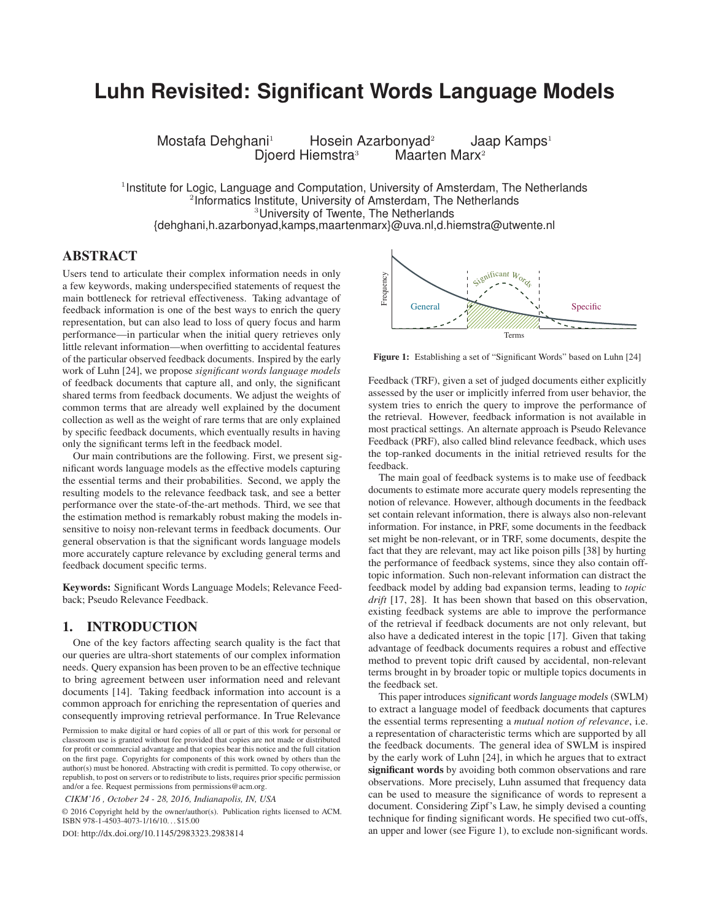# Luhn Revisited: Significant Words Language Models

Mostafa Dehghani[1] Hosein Azarbonyad[2] Jaap Kamps[1]
Djoerd Hiemstra[3] Maarten Marx[2]

[1]Institute for Logic, Language and Computation, University of Amsterdam, The Netherlands
[2]Informatics Institute, University of Amsterdam, The Netherlands
[3]University of Twente, The Netherlands
{dehghani,h.azarbonyad,kamps,maartenmarx}@uva.nl,d.hiemstra@utwente.nl

## ABSTRACT

Users tend to articulate their complex information needs in only a few keywords, making underspecified statements of request the main bottleneck for retrieval effectiveness. Taking advantage of feedback information is one of the best ways to enrich the query representation, but can also lead to loss of query focus and harm performance—in particular when the initial query retrieves only little relevant information—when overfitting to accidental features of the particular observed feedback documents. Inspired by the early work of Luhn [24], we propose *significant words language models* of feedback documents that capture all, and only, the significant shared terms from feedback documents. We adjust the weights of common terms that are already well explained by the document collection as well as the weight of rare terms that are only explained by specific feedback documents, which eventually results in having only the significant terms left in the feedback model.

Our main contributions are the following. First, we present significant words language models as the effective models capturing the essential terms and their probabilities. Second, we apply the resulting models to the relevance feedback task, and see a better performance over the state-of-the-art methods. Third, we see that the estimation method is remarkably robust making the models insensitive to noisy non-relevant terms in feedback documents. Our general observation is that the significant words language models more accurately capture relevance by excluding general terms and feedback document specific terms.

**Keywords:** Significant Words Language Models; Relevance Feedback; Pseudo Relevance Feedback.

## 1. INTRODUCTION

One of the key factors affecting search quality is the fact that our queries are ultra-short statements of our complex information needs. Query expansion has been proven to be an effective technique to bring agreement between user information need and relevant documents [14]. Taking feedback information into account is a common approach for enriching the representation of queries and consequently improving retrieval performance. In True Relevance Feedback (TRF), given a set of judged documents either explicitly assessed by the user or implicitly inferred from user behavior, the system tries to enrich the query to improve the performance of the retrieval. However, feedback information is not available in most practical settings. An alternate approach is Pseudo Relevance Feedback (PRF), also called blind relevance feedback, which uses the top-ranked documents in the initial retrieved results for the feedback.

Frequency
Significant Words
General
Specific
Terms

Figure 1: Establishing a set of "Significant Words" based on Luhn [24]

The main goal of feedback systems is to make use of feedback documents to estimate more accurate query models representing the notion of relevance. However, although documents in the feedback set contain relevant information, there is always also non-relevant information. For instance, in PRF, some documents in the feedback set might be non-relevant, or in TRF, some documents, despite the fact that they are relevant, may act like poison pills [38] by hurting the performance of feedback systems, since they also contain off-topic information. Such non-relevant information can distract the feedback model by adding bad expansion terms, leading to *topic drift* [17, 28]. It has been shown that based on this observation, existing feedback systems are able to improve the performance of the retrieval if feedback documents are not only relevant, but also have a dedicated interest in the topic [17]. Given that taking advantage of feedback documents requires a robust and effective method to prevent topic drift caused by accidental, non-relevant terms brought in by broader topic or multiple topics documents in the feedback set.

This paper introduces *significant words language models* (SWLM) to extract a language model of feedback documents that captures the essential terms representing a *mutual notion of relevance*, i.e. a representation of characteristic terms which are supported by all the feedback documents. The general idea of SWLM is inspired by the early work of Luhn [24], in which he argues that to extract **significant words** by avoiding both common observations and rare observations. More precisely, Luhn assumed that frequency data can be used to measure the significance of words to represent a document. Considering Zipf's Law, he simply devised a counting technique for finding significant words. He specified two cut-offs, an upper and lower (see Figure 1), to exclude non-significant words.

Permission to make digital or hard copies of all or part of this work for personal or classroom use is granted without fee provided that copies are not made or distributed for profit or commercial advantage and that copies bear this notice and the full citation on the first page. Copyrights for components of this work owned by others than the author(s) must be honored. Abstracting with credit is permitted. To copy otherwise, or republish, to post on servers or to redistribute to lists, requires prior specific permission and/or a fee. Request permissions from permissions@acm.org.

*CIKM'16 , October 24 - 28, 2016, Indianapolis, IN, USA*

© 2016 Copyright held by the owner/author(s). Publication rights licensed to ACM. ISBN 978-1-4503-4073-1/16/10... $15.00

DOI: http://dx.doi.org/10.1145/2983323.2983814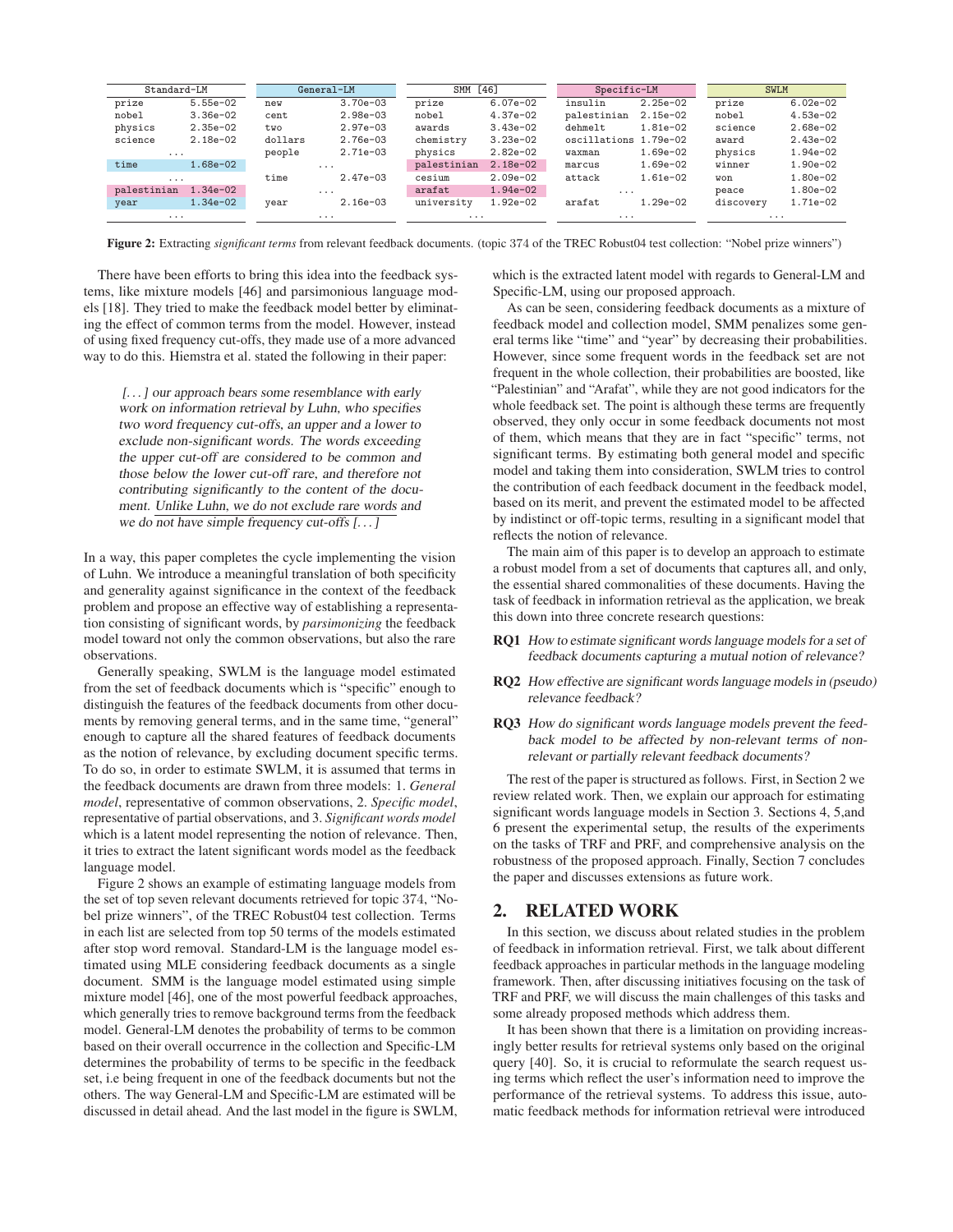| Standard-LM | | General-LM | | SMM [46] | | Specific-LM | | SWLM | |
|---|---|---|---|---|---|---|---|---|---|
| prize | 5.55e-02 | new | 3.70e-03 | prize | 6.07e-02 | insulin | 2.25e-02 | prize | 6.02e-02 |
| nobel | 3.36e-02 | cent | 2.98e-03 | nobel | 4.37e-02 | palestinian | 2.15e-02 | nobel | 4.53e-02 |
| physics | 2.35e-02 | two | 2.97e-03 | awards | 3.43e-02 | dehmelt | 1.81e-02 | science | 2.68e-02 |
| science | 2.18e-02 | dollars | 2.76e-03 | chemistry | 3.23e-02 | oscillations | 1.79e-02 | award | 2.43e-02 |
| ... | | people | 2.71e-03 | physics | 2.82e-02 | waxman | 1.69e-02 | physics | 1.94e-02 |
| time | 1.68e-02 | ... | | palestinian | 2.18e-02 | marcus | 1.69e-02 | winner | 1.90e-02 |
| ... | | time | 2.47e-03 | cesium | 2.09e-02 | attack | 1.61e-02 | won | 1.80e-02 |
| palestinian | 1.34e-02 | ... | | arafat | 1.94e-02 | ... | | peace | 1.80e-02 |
| year | 1.34e-02 | year | 2.16e-03 | university | 1.92e-02 | arafat | 1.29e-02 | discovery | 1.71e-02 |
| ... | | ... | | ... | | ... | | ... | |

**Figure 2:** Extracting *significant terms* from relevant feedback documents. (topic 374 of the TREC Robust04 test collection: "Nobel prize winners")

There have been efforts to bring this idea into the feedback systems, like mixture models [46] and parsimonious language models [18]. They tried to make the feedback model better by eliminating the effect of common terms from the model. However, instead of using fixed frequency cut-offs, they made use of a more advanced way to do this. Hiemstra et al. stated the following in their paper:

> [...] our approach bears some resemblance with early work on information retrieval by Luhn, who specifies two word frequency cut-offs, an upper and a lower to exclude non-significant words. The words exceeding the upper cut-off are considered to be common and those below the lower cut-off rare, and therefore not contributing significantly to the content of the document. Unlike Luhn, we do not exclude rare words and we do not have simple frequency cut-offs [...]

In a way, this paper completes the cycle implementing the vision of Luhn. We introduce a meaningful translation of both specificity and generality against significance in the context of the feedback problem and propose an effective way of establishing a representation consisting of significant words, by *parsimonizing* the feedback model toward not only the common observations, but also the rare observations.

Generally speaking, SWLM is the language model estimated from the set of feedback documents which is "specific" enough to distinguish the features of the feedback documents from other documents by removing general terms, and in the same time, "general" enough to capture all the shared features of feedback documents as the notion of relevance, by excluding document specific terms. To do so, in order to estimate SWLM, it is assumed that terms in the feedback documents are drawn from three models: 1. *General model*, representative of common observations, 2. *Specific model*, representative of partial observations, and 3. *Significant words model* which is a latent model representing the notion of relevance. Then, it tries to extract the latent significant words model as the feedback language model.

Figure 2 shows an example of estimating language models from the set of top seven relevant documents retrieved for topic 374, "Nobel prize winners", of the TREC Robust04 test collection. Terms in each list are selected from top 50 terms of the models estimated after stop word removal. Standard-LM is the language model estimated using MLE considering feedback documents as a single document. SMM is the language model estimated using simple mixture model [46], one of the most powerful feedback approaches, which generally tries to remove background terms from the feedback model. General-LM denotes the probability of terms to be common based on their overall occurrence in the collection and Specific-LM determines the probability of terms to be specific in the feedback set, i.e being frequent in one of the feedback documents but not the others. The way General-LM and Specific-LM are estimated will be discussed in detail ahead. And the last model in the figure is SWLM, which is the extracted latent model with regards to General-LM and Specific-LM, using our proposed approach.

As can be seen, considering feedback documents as a mixture of feedback model and collection model, SMM penalizes some general terms like "time" and "year" by decreasing their probabilities. However, since some frequent words in the feedback set are not frequent in the whole collection, their probabilities are boosted, like "Palestinian" and "Arafat", while they are not good indicators for the whole feedback set. The point is although these terms are frequently observed, they only occur in some feedback documents not most of them, which means that they are in fact "specific" terms, not significant terms. By estimating both general model and specific model and taking them into consideration, SWLM tries to control the contribution of each feedback document in the feedback model, based on its merit, and prevent the estimated model to be affected by indistinct or off-topic terms, resulting in a significant model that reflects the notion of relevance.

The main aim of this paper is to develop an approach to estimate a robust model from a set of documents that captures all, and only, the essential shared commonalities of these documents. Having the task of feedback in information retrieval as the application, we break this down into three concrete research questions:

**RQ1** *How to estimate significant words language models for a set of feedback documents capturing a mutual notion of relevance?*

**RQ2** *How effective are significant words language models in (pseudo) relevance feedback?*

**RQ3** *How do significant words language models prevent the feedback model to be affected by non-relevant terms of non-relevant or partially relevant feedback documents?*

The rest of the paper is structured as follows. First, in Section 2 we review related work. Then, we explain our approach for estimating significant words language models in Section 3. Sections 4, 5,and 6 present the experimental setup, the results of the experiments on the tasks of TRF and PRF, and comprehensive analysis on the robustness of the proposed approach. Finally, Section 7 concludes the paper and discusses extensions as future work.

## 2. RELATED WORK

In this section, we discuss about related studies in the problem of feedback in information retrieval. First, we talk about different feedback approaches in particular methods in the language modeling framework. Then, after discussing initiatives focusing on the task of TRF and PRF, we will discuss the main challenges of this tasks and some already proposed methods which address them.

It has been shown that there is a limitation on providing increasingly better results for retrieval systems only based on the original query [40]. So, it is crucial to reformulate the search request using terms which reflect the user's information need to improve the performance of the retrieval systems. To address this issue, automatic feedback methods for information retrieval were introduced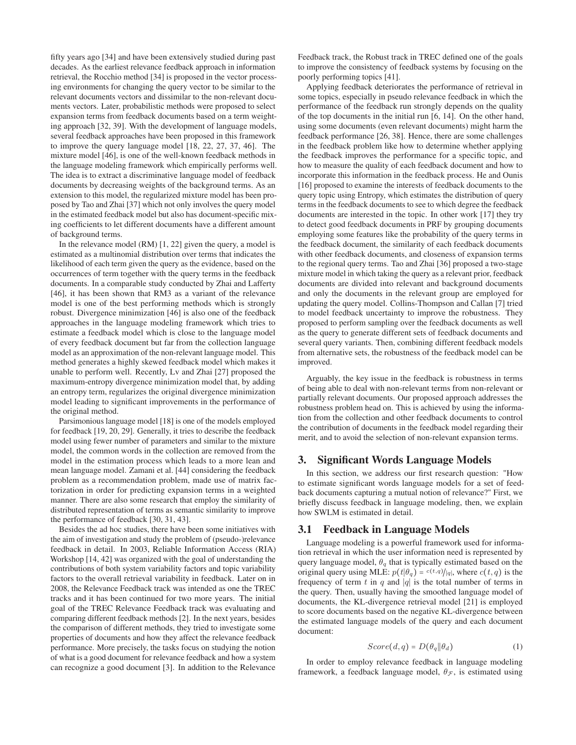fifty years ago [34] and have been extensively studied during past decades. As the earliest relevance feedback approach in information retrieval, the Rocchio method [34] is proposed in the vector processing environments for changing the query vector to be similar to the relevant documents vectors and dissimilar to the non-relevant documents vectors. Later, probabilistic methods were proposed to select expansion terms from feedback documents based on a term weighting approach [32, 39]. With the development of language models, several feedback approaches have been proposed in this framework to improve the query language model [18, 22, 27, 37, 46]. The mixture model [46], is one of the well-known feedback methods in the language modeling framework which empirically performs well. The idea is to extract a discriminative language model of feedback documents by decreasing weights of the background terms. As an extension to this model, the regularized mixture model has been proposed by Tao and Zhai [37] which not only involves the query model in the estimated feedback model but also has document-specific mixing coefficients to let different documents have a different amount of background terms.

In the relevance model (RM) [1, 22] given the query, a model is estimated as a multinomial distribution over terms that indicates the likelihood of each term given the query as the evidence, based on the occurrences of term together with the query terms in the feedback documents. In a comparable study conducted by Zhai and Lafferty [46], it has been shown that RM3 as a variant of the relevance model is one of the best performing methods which is strongly robust. Divergence minimization [46] is also one of the feedback approaches in the language modeling framework which tries to estimate a feedback model which is close to the language model of every feedback document but far from the collection language model as an approximation of the non-relevant language model. This method generates a highly skewed feedback model which makes it unable to perform well. Recently, Lv and Zhai [27] proposed the maximum-entropy divergence minimization model that, by adding an entropy term, regularizes the original divergence minimization model leading to significant improvements in the performance of the original method.

Parsimonious language model [18] is one of the models employed for feedback [19, 20, 29]. Generally, it tries to describe the feedback model using fewer number of parameters and similar to the mixture model, the common words in the collection are removed from the model in the estimation process which leads to a more lean and mean language model. Zamani et al. [44] considering the feedback problem as a recommendation problem, made use of matrix factorization in order for predicting expansion terms in a weighted manner. There are also some research that employ the similarity of distributed representation of terms as semantic similarity to improve the performance of feedback [30, 31, 43].

Besides the ad hoc studies, there have been some initiatives with the aim of investigation and study the problem of (pseudo-)relevance feedback in detail. In 2003, Reliable Information Access (RIA) Workshop [14, 42] was organized with the goal of understanding the contributions of both system variability factors and topic variability factors to the overall retrieval variability in feedback. Later on in 2008, the Relevance Feedback track was intended as one the TREC tracks and it has been continued for two more years. The initial goal of the TREC Relevance Feedback track was evaluating and comparing different feedback methods [2]. In the next years, besides the comparison of different methods, they tried to investigate some properties of documents and how they affect the relevance feedback performance. More precisely, the tasks focus on studying the notion of what is a good document for relevance feedback and how a system can recognize a good document [3]. In addition to the Relevance Feedback track, the Robust track in TREC defined one of the goals to improve the consistency of feedback systems by focusing on the poorly performing topics [41].

Applying feedback deteriorates the performance of retrieval in some topics, especially in pseudo relevance feedback in which the performance of the feedback run strongly depends on the quality of the top documents in the initial run [6, 14]. On the other hand, using some documents (even relevant documents) might harm the feedback performance [26, 38]. Hence, there are some challenges in the feedback problem like how to determine whether applying the feedback improves the performance for a specific topic, and how to measure the quality of each feedback document and how to incorporate this information in the feedback process. He and Ounis [16] proposed to examine the interests of feedback documents to the query topic using Entropy, which estimates the distribution of query terms in the feedback documents to see to which degree the feedback documents are interested in the topic. In other work [17] they try to detect good feedback documents in PRF by grouping documents employing some features like the probability of the query terms in the feedback document, the similarity of each feedback documents with other feedback documents, and closeness of expansion terms to the regional query terms. Tao and Zhai [36] proposed a two-stage mixture model in which taking the query as a relevant prior, feedback documents are divided into relevant and background documents and only the documents in the relevant group are employed for updating the query model. Collins-Thompson and Callan [7] tried to model feedback uncertainty to improve the robustness. They proposed to perform sampling over the feedback documents as well as the query to generate different sets of feedback documents and several query variants. Then, combining different feedback models from alternative sets, the robustness of the feedback model can be improved.

Arguably, the key issue in the feedback is robustness in terms of being able to deal with non-relevant terms from non-relevant or partially relevant documents. Our proposed approach addresses the robustness problem head on. This is achieved by using the information from the collection and other feedback documents to control the contribution of documents in the feedback model regarding their merit, and to avoid the selection of non-relevant expansion terms.

## 3. Significant Words Language Models

In this section, we address our first research question: "How to estimate significant words language models for a set of feedback documents capturing a mutual notion of relevance?" First, we briefly discuss feedback in language modeling, then, we explain how SWLM is estimated in detail.

### 3.1 Feedback in Language Models

Language modeling is a powerful framework used for information retrieval in which the user information need is represented by query language model, $\theta_q$ that is typically estimated based on the original query using MLE: $p(t|\theta_q) = {}^{c(t,q)}/_{|q|}$, where $c(t,q)$ is the frequency of term $t$ in $q$ and $|q|$ is the total number of terms in the query. Then, usually having the smoothed language model of documents, the KL-divergence retrieval model [21] is employed to score documents based on the negative KL-divergence between the estimated language models of the query and each document document:

$$Score(d, q) = D(\theta_q \| \theta_d) \tag{1}$$

In order to employ relevance feedback in language modeling framework, a feedback language model, $\theta_{\mathcal{F}}$, is estimated using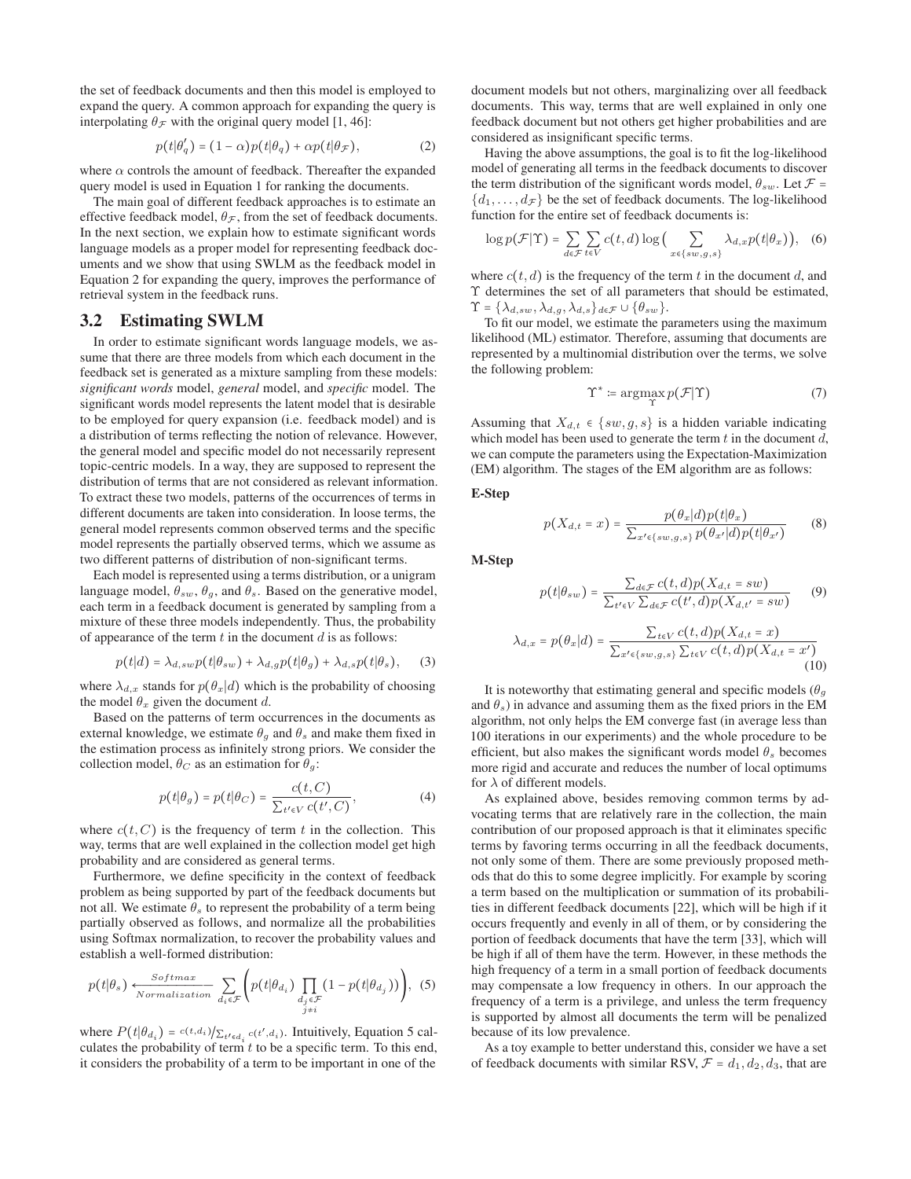the set of feedback documents and then this model is employed to expand the query. A common approach for expanding the query is interpolating $\theta_{\mathcal{F}}$ with the original query model [1, 46]:

$$p(t|\theta_q') = (1-\alpha)p(t|\theta_q) + \alpha p(t|\theta_{\mathcal{F}}), \tag{2}$$

where $\alpha$ controls the amount of feedback. Thereafter the expanded query model is used in Equation 1 for ranking the documents.

The main goal of different feedback approaches is to estimate an effective feedback model, $\theta_{\mathcal{F}}$, from the set of feedback documents. In the next section, we explain how to estimate significant words language models as a proper model for representing feedback documents and we show that using SWLM as the feedback model in Equation 2 for expanding the query, improves the performance of retrieval system in the feedback runs.

## 3.2 Estimating SWLM

In order to estimate significant words language models, we assume that there are three models from which each document in the feedback set is generated as a mixture sampling from these models: *significant words* model, *general* model, and *specific* model. The significant words model represents the latent model that is desirable to be employed for query expansion (i.e. feedback model) and is a distribution of terms reflecting the notion of relevance. However, the general model and specific model do not necessarily represent topic-centric models. In a way, they are supposed to represent the distribution of terms that are not considered as relevant information. To extract these two models, patterns of the occurrences of terms in different documents are taken into consideration. In loose terms, the general model represents common observed terms and the specific model represents the partially observed terms, which we assume as two different patterns of distribution of non-significant terms.

Each model is represented using a terms distribution, or a unigram language model, $\theta_{sw}$, $\theta_g$, and $\theta_s$. Based on the generative model, each term in a feedback document is generated by sampling from a mixture of these three models independently. Thus, the probability of appearance of the term $t$ in the document $d$ is as follows:

$$p(t|d) = \lambda_{d,sw}p(t|\theta_{sw}) + \lambda_{d,g}p(t|\theta_g) + \lambda_{d,s}p(t|\theta_s), \tag{3}$$

where $\lambda_{d,x}$ stands for $p(\theta_x|d)$ which is the probability of choosing the model $\theta_x$ given the document $d$.

Based on the patterns of term occurrences in the documents as external knowledge, we estimate $\theta_g$ and $\theta_s$ and make them fixed in the estimation process as infinitely strong priors. We consider the collection model, $\theta_C$ as an estimation for $\theta_g$:

$$p(t|\theta_g) = p(t|\theta_C) = \frac{c(t,C)}{\sum_{t' \in V} c(t',C)}, \tag{4}$$

where $c(t,C)$ is the frequency of term $t$ in the collection. This way, terms that are well explained in the collection model get high probability and are considered as general terms.

Furthermore, we define specificity in the context of feedback problem as being supported by part of the feedback documents but not all. We estimate $\theta_s$ to represent the probability of a term being partially observed as follows, and normalize all the probabilities using Softmax normalization, to recover the probability values and establish a well-formed distribution:

$$p(t|\theta_s) \xleftarrow[Normalization]{Softmax} \sum_{d_i \in \mathcal{F}} \left( p(t|\theta_{d_i}) \prod_{\substack{d_j \in \mathcal{F} \\ j \neq i}} (1 - p(t|\theta_{d_j})) \right), \tag{5}$$

where $P(t|\theta_{d_i}) = c(t,d_i) / \sum_{t' \in d_i} c(t',d_i)$. Intuitively, Equation 5 calculates the probability of term $t$ to be a specific term. To this end, it considers the probability of a term to be important in one of the document models but not others, marginalizing over all feedback documents. This way, terms that are well explained in only one feedback document but not others get higher probabilities and are considered as insignificant specific terms.

Having the above assumptions, the goal is to fit the log-likelihood model of generating all terms in the feedback documents to discover the term distribution of the significant words model, $\theta_{sw}$. Let $\mathcal{F} = \{d_1, \ldots, d_{\mathcal{F}}\}$ be the set of feedback documents. The log-likelihood function for the entire set of feedback documents is:

$$\log p(\mathcal{F}|\Upsilon) = \sum_{d \in \mathcal{F}} \sum_{t \in V} c(t,d) \log \Big( \sum_{x \in \{sw,g,s\}} \lambda_{d,x} p(t|\theta_x) \Big), \tag{6}$$

where $c(t,d)$ is the frequency of the term $t$ in the document $d$, and $\Upsilon$ determines the set of all parameters that should be estimated, $\Upsilon = \{\lambda_{d,sw}, \lambda_{d,g}, \lambda_{d,s}\}_{d \in \mathcal{F}} \cup \{\theta_{sw}\}$.

To fit our model, we estimate the parameters using the maximum likelihood (ML) estimator. Therefore, assuming that documents are represented by a multinomial distribution over the terms, we solve the following problem:

$$\Upsilon^* \coloneqq \operatorname*{argmax}_{\Upsilon} p(\mathcal{F}|\Upsilon) \tag{7}$$

Assuming that $X_{d,t} \in \{sw, g, s\}$ is a hidden variable indicating which model has been used to generate the term $t$ in the document $d$, we can compute the parameters using the Expectation-Maximization (EM) algorithm. The stages of the EM algorithm are as follows:

**E-Step**

$$p(X_{d,t} = x) = \frac{p(\theta_x|d)p(t|\theta_x)}{\sum_{x' \in \{sw,g,s\}} p(\theta_{x'}|d)p(t|\theta_{x'})} \tag{8}$$

**M-Step**

$$p(t|\theta_{sw}) = \frac{\sum_{d \in \mathcal{F}} c(t,d)p(X_{d,t} = sw)}{\sum_{t' \in V} \sum_{d \in \mathcal{F}} c(t',d)p(X_{d,t'} = sw)} \tag{9}$$

$$\lambda_{d,x} = p(\theta_x|d) = \frac{\sum_{t \in V} c(t,d)p(X_{d,t} = x)}{\sum_{x' \in \{sw,g,s\}} \sum_{t \in V} c(t,d)p(X_{d,t} = x')} \tag{10}$$

It is noteworthy that estimating general and specific models ($\theta_g$ and $\theta_s$) in advance and assuming them as the fixed priors in the EM algorithm, not only helps the EM converge fast (in average less than 100 iterations in our experiments) and the whole procedure to be efficient, but also makes the significant words model $\theta_s$ becomes more rigid and accurate and reduces the number of local optimums for $\lambda$ of different models.

As explained above, besides removing common terms by advocating terms that are relatively rare in the collection, the main contribution of our proposed approach is that it eliminates specific terms by favoring terms occurring in all the feedback documents, not only some of them. There are some previously proposed methods that do this to some degree implicitly. For example by scoring a term based on the multiplication or summation of its probabilities in different feedback documents [22], which will be high if it occurs frequently and evenly in all of them, or by considering the portion of feedback documents that have the term [33], which will be high if all of them have the term. However, in these methods the high frequency of a term in a small portion of feedback documents may compensate a low frequency in others. In our approach the frequency of a term is a privilege, and unless the term frequency is supported by almost all documents the term will be penalized because of its low prevalence.

As a toy example to better understand this, consider we have a set of feedback documents with similar RSV, $\mathcal{F} = d_1, d_2, d_3$, that are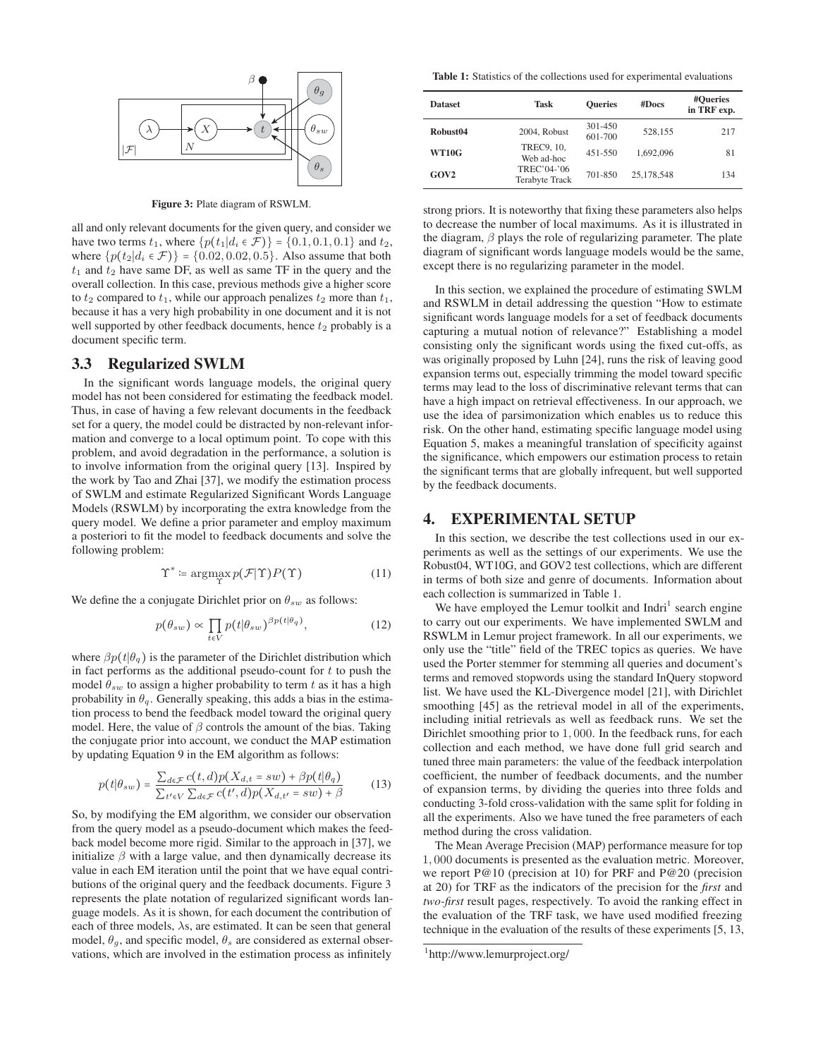Figure 3: Plate diagram of RSWLM.

all and only relevant documents for the given query, and consider we have two terms $t_1$, where $\{p(t_1|d_i \in \mathcal{F})\} = \{0.1, 0.1, 0.1\}$ and $t_2$, where $\{p(t_2|d_i \in \mathcal{F})\} = \{0.02, 0.02, 0.5\}$. Also assume that both $t_1$ and $t_2$ have same DF, as well as same TF in the query and the overall collection. In this case, previous methods give a higher score to $t_2$ compared to $t_1$, while our approach penalizes $t_2$ more than $t_1$, because it has a very high probability in one document and it is not well supported by other feedback documents, hence $t_2$ probably is a document specific term.

## 3.3 Regularized SWLM

In the significant words language models, the original query model has not been considered for estimating the feedback model. Thus, in case of having a few relevant documents in the feedback set for a query, the model could be distracted by non-relevant information and converge to a local optimum point. To cope with this problem, and avoid degradation in the performance, a solution is to involve information from the original query [13]. Inspired by the work by Tao and Zhai [37], we modify the estimation process of SWLM and estimate Regularized Significant Words Language Models (RSWLM) by incorporating the extra knowledge from the query model. We define a prior parameter and employ maximum a posteriori to fit the model to feedback documents and solve the following problem:

$$\Upsilon^* \coloneqq \underset{\Upsilon}{\operatorname{argmax}}\, p(\mathcal{F}|\Upsilon)P(\Upsilon) \tag{11}$$

We define the a conjugate Dirichlet prior on $\theta_{sw}$ as follows:

$$p(\theta_{sw}) \propto \prod_{t \in V} p(t|\theta_{sw})^{\beta p(t|\theta_q)}, \tag{12}$$

where $\beta p(t|\theta_q)$ is the parameter of the Dirichlet distribution which in fact performs as the additional pseudo-count for $t$ to push the model $\theta_{sw}$ to assign a higher probability to term $t$ as it has a high probability in $\theta_q$. Generally speaking, this adds a bias in the estimation process to bend the feedback model toward the original query model. Here, the value of $\beta$ controls the amount of the bias. Taking the conjugate prior into account, we conduct the MAP estimation by updating Equation 9 in the EM algorithm as follows:

$$p(t|\theta_{sw}) = \frac{\sum_{d \in \mathcal{F}} c(t,d) p(X_{d,t} = sw) + \beta p(t|\theta_q)}{\sum_{t' \in V} \sum_{d \in \mathcal{F}} c(t',d) p(X_{d,t'} = sw) + \beta} \tag{13}$$

So, by modifying the EM algorithm, we consider our observation from the query model as a pseudo-document which makes the feedback model become more rigid. Similar to the approach in [37], we initialize $\beta$ with a large value, and then dynamically decrease its value in each EM iteration until the point that we have equal contributions of the original query and the feedback documents. Figure 3 represents the plate notation of regularized significant words language models. As it is shown, for each document the contribution of each of three models, $\lambda$s, are estimated. It can be seen that general model, $\theta_g$, and specific model, $\theta_s$ are considered as external observations, which are involved in the estimation process as infinitely strong priors. It is noteworthy that fixing these parameters also helps to decrease the number of local maximums. As it is illustrated in the diagram, $\beta$ plays the role of regularizing parameter. The plate diagram of significant words language models would be the same, except there is no regularizing parameter in the model.

In this section, we explained the procedure of estimating SWLM and RSWLM in detail addressing the question "How to estimate significant words language models for a set of feedback documents capturing a mutual notion of relevance?" Establishing a model consisting only the significant words using the fixed cut-offs, as was originally proposed by Luhn [24], runs the risk of leaving good expansion terms out, especially trimming the model toward specific terms may lead to the loss of discriminative relevant terms that can have a high impact on retrieval effectiveness. In our approach, we use the idea of parsimonization which enables us to reduce this risk. On the other hand, estimating specific language model using Equation 5, makes a meaningful translation of specificity against the significance, which empowers our estimation process to retain the significant terms that are globally infrequent, but well supported by the feedback documents.

# 4. EXPERIMENTAL SETUP

**Table 1:** Statistics of the collections used for experimental evaluations

| Dataset | Task | Queries | #Docs | #Queries in TRF exp. |
|---|---|---|---|---|
| **Robust04** | 2004, Robust | 301-450 601-700 | 528,155 | 217 |
| **WT10G** | TREC9, 10, Web ad-hoc | 451-550 | 1,692,096 | 81 |
| **GOV2** | TREC'04-'06 Terabyte Track | 701-850 | 25,178,548 | 134 |

In this section, we describe the test collections used in our experiments as well as the settings of our experiments. We use the Robust04, WT10G, and GOV2 test collections, which are different in terms of both size and genre of documents. Information about each collection is summarized in Table 1.

We have employed the Lemur toolkit and Indri[1] search engine to carry out our experiments. We have implemented SWLM and RSWLM in Lemur project framework. In all our experiments, we only use the "title" field of the TREC topics as queries. We have used the Porter stemmer for stemming all queries and document's terms and removed stopwords using the standard InQuery stopword list. We have used the KL-Divergence model [21], with Dirichlet smoothing [45] as the retrieval model in all of the experiments, including initial retrievals as well as feedback runs. We set the Dirichlet smoothing prior to $1,000$. In the feedback runs, for each collection and each method, we have done full grid search and tuned three main parameters: the value of the feedback interpolation coefficient, the number of feedback documents, and the number of expansion terms, by dividing the queries into three folds and conducting 3-fold cross-validation with the same split for folding in all the experiments. Also we have tuned the free parameters of each method during the cross validation.

The Mean Average Precision (MAP) performance measure for top $1,000$ documents is presented as the evaluation metric. Moreover, we report P@10 (precision at 10) for PRF and P@20 (precision at 20) for TRF as the indicators of the precision for the *first* and *two-first* result pages, respectively. To avoid the ranking effect in the evaluation of the TRF task, we have used modified freezing technique in the evaluation of the results of these experiments [5, 13,

[1] http://www.lemurproject.org/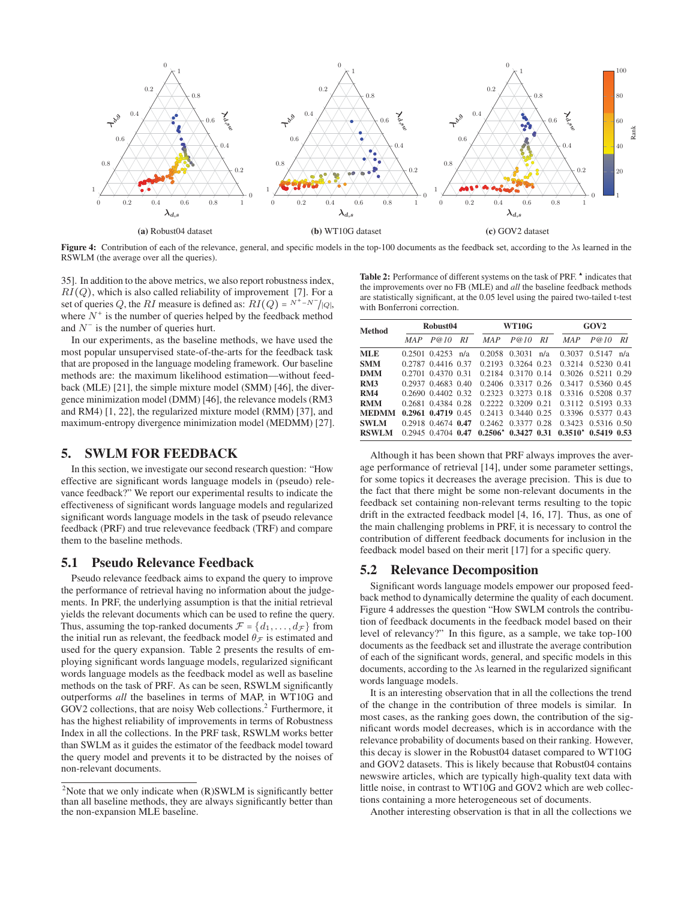(a) Robust04 dataset

(b) WT10G dataset

(c) GOV2 dataset

**Figure 4:** Contribution of each of the relevance, general, and specific models in the top-100 documents as the feedback set, according to the $\lambda$s learned in the RSWLM (the average over all the queries).

35]. In addition to the above metrics, we also report robustness index, $RI(Q)$, which is also called reliability of improvement [7]. For a set of queries $Q$, the $RI$ measure is defined as: $RI(Q) = {}^{N^+ - N^-}/_{|Q|}$, where $N^+$ is the number of queries helped by the feedback method and $N^-$ is the number of queries hurt.

In our experiments, as the baseline methods, we have used the most popular unsupervised state-of-the-arts for the feedback task that are proposed in the language modeling framework. Our baseline methods are: the maximum likelihood estimation—without feedback (MLE) [21], the simple mixture model (SMM) [46], the divergence minimization model (DMM) [46], the relevance models (RM3 and RM4) [1, 22], the regularized mixture model (RMM) [37], and maximum-entropy divergence minimization model (MEDMM) [27].

## 5. SWLM FOR FEEDBACK

In this section, we investigate our second research question: "How effective are significant words language models in (pseudo) relevance feedback?" We report our experimental results to indicate the effectiveness of significant words language models and regularized significant words language models in the task of pseudo relevance feedback (PRF) and true relevevance feedback (TRF) and compare them to the baseline methods.

### 5.1 Pseudo Relevance Feedback

Pseudo relevance feedback aims to expand the query to improve the performance of retrieval having no information about the judgements. In PRF, the underlying assumption is that the initial retrieval yields the relevant documents which can be used to refine the query. Thus, assuming the top-ranked documents $\mathcal{F} = \{d_1, \ldots, d_{\mathcal{F}}\}$ from the initial run as relevant, the feedback model $\theta_{\mathcal{F}}$ is estimated and used for the query expansion. Table 2 presents the results of employing significant words language models, regularized significant words language models as the feedback model as well as baseline methods on the task of PRF. As can be seen, RSWLM significantly outperforms *all* the baselines in terms of MAP, in WT10G and GOV2 collections, that are noisy Web collections.[2] Furthermore, it has the highest reliability of improvements in terms of Robustness Index in all the collections. In the PRF task, RSWLM works better than SWLM as it guides the estimator of the feedback model toward the query model and prevents it to be distracted by the noises of non-relevant documents.

[2]Note that we only indicate when (R)SWLM is significantly better than all baseline methods, they are always significantly better than the non-expansion MLE baseline.

**Table 2:** Performance of different systems on the task of PRF. ▲ indicates that the improvements over no FB (MLE) and *all* the baseline feedback methods are statistically significant, at the 0.05 level using the paired two-tailed t-test with Bonferroni correction.

| Method | Robust04 | | | WT10G | | | GOV2 | | |
|---|---|---|---|---|---|---|---|---|---|
| | *MAP* | *P@10* | *RI* | *MAP* | *P@10* | *RI* | *MAP* | *P@10* | *RI* |
| **MLE** | 0.2501 | 0.4253 | n/a | 0.2058 | 0.3031 | n/a | 0.3037 | 0.5147 | n/a |
| **SMM** | 0.2787 | 0.4416 | 0.37 | 0.2193 | 0.3264 | 0.23 | 0.3214 | 0.5230 | 0.41 |
| **DMM** | 0.2701 | 0.4370 | 0.31 | 0.2184 | 0.3170 | 0.14 | 0.3026 | 0.5211 | 0.29 |
| **RM3** | 0.2937 | 0.4683 | 0.40 | 0.2406 | 0.3317 | 0.26 | 0.3417 | 0.5360 | 0.45 |
| **RM4** | 0.2690 | 0.4402 | 0.32 | 0.2323 | 0.3273 | 0.18 | 0.3316 | 0.5208 | 0.37 |
| **RMM** | 0.2681 | 0.4384 | 0.28 | 0.2222 | 0.3209 | 0.21 | 0.3112 | 0.5193 | 0.33 |
| **MEDMM** | **0.2961** | **0.4719** | 0.45 | 0.2413 | 0.3440 | 0.25 | 0.3396 | 0.5377 | 0.43 |
| **SWLM** | 0.2918 | 0.4674 | **0.47** | 0.2462 | 0.3377 | 0.28 | 0.3423 | 0.5316 | 0.50 |
| **RSWLM** | 0.2945 | 0.4704 | **0.47** | **0.2506**▲ | **0.3427** | **0.31** | **0.3510**▲ | **0.5419** | **0.53** |

Although it has been shown that PRF always improves the average performance of retrieval [14], under some parameter settings, for some topics it decreases the average precision. This is due to the fact that there might be some non-relevant documents in the feedback set containing non-relevant terms resulting to the topic drift in the extracted feedback model [4, 16, 17]. Thus, as one of the main challenging problems in PRF, it is necessary to control the contribution of different feedback documents for inclusion in the feedback model based on their merit [17] for a specific query.

### 5.2 Relevance Decomposition

Significant words language models empower our proposed feedback method to dynamically determine the quality of each document. Figure 4 addresses the question "How SWLM controls the contribution of feedback documents in the feedback model based on their level of relevancy?" In this figure, as a sample, we take top-100 documents as the feedback set and illustrate the average contribution of each of the significant words, general, and specific models in this documents, according to the $\lambda$s learned in the regularized significant words language models.

It is an interesting observation that in all the collections the trend of the change in the contribution of three models is similar. In most cases, as the ranking goes down, the contribution of the significant words model decreases, which is in accordance with the relevance probability of documents based on their ranking. However, this decay is slower in the Robust04 dataset compared to WT10G and GOV2 datasets. This is likely because that Robust04 contains newswire articles, which are typically high-quality text data with little noise, in contrast to WT10G and GOV2 which are web collections containing a more heterogeneous set of documents.

Another interesting observation is that in all the collections we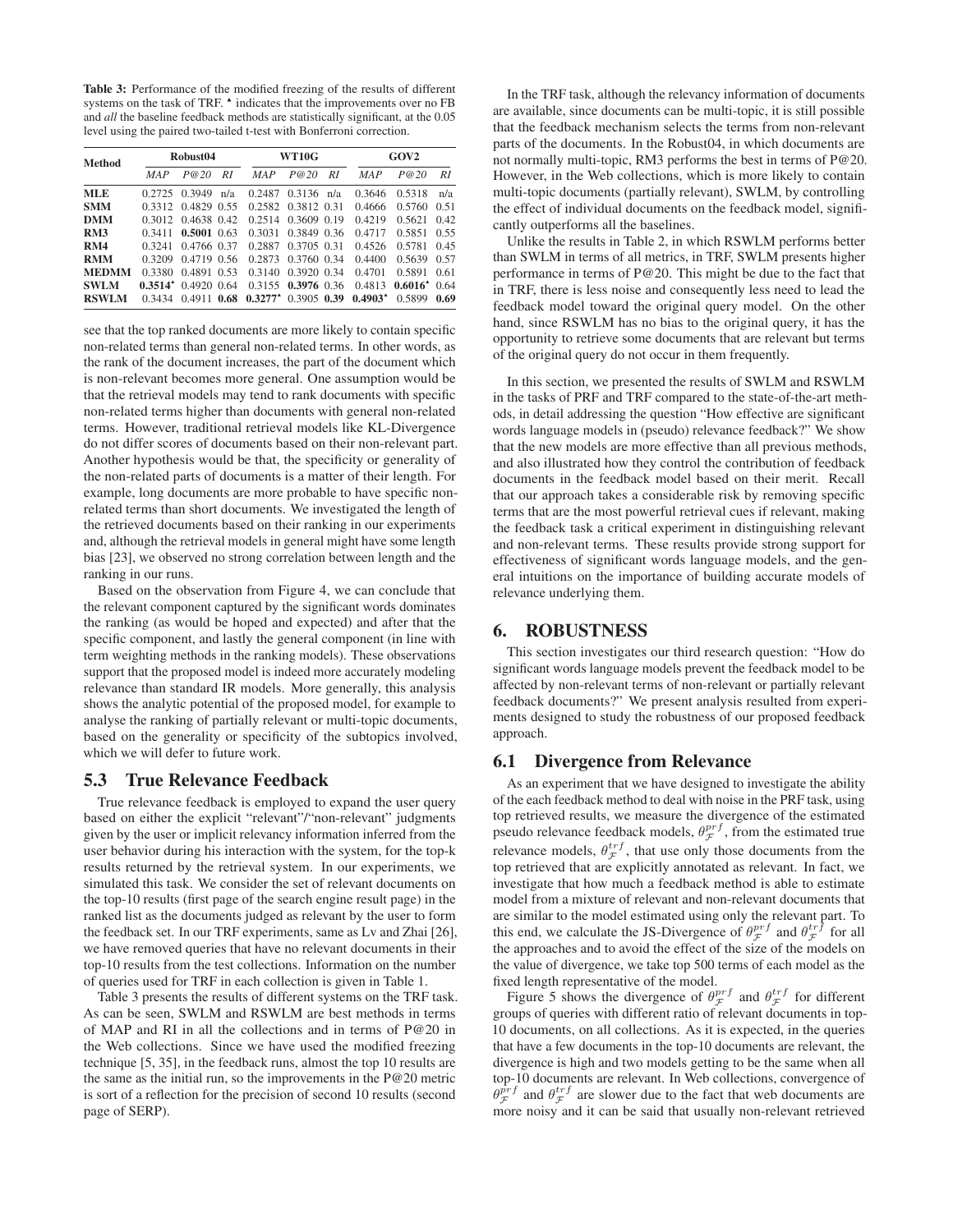**Table 3:** Performance of the modified freezing of the results of different systems on the task of TRF. ▲ indicates that the improvements over no FB and *all* the baseline feedback methods are statistically significant, at the 0.05 level using the paired two-tailed t-test with Bonferroni correction.

| Method | Robust04 | | | WT10G | | | GOV2 | | |
|---|---|---|---|---|---|---|---|---|---|
| | *MAP* | *P@20* | *RI* | *MAP* | *P@20* | *RI* | *MAP* | *P@20* | *RI* |
| **MLE** | 0.2725 | 0.3949 | n/a | 0.2487 | 0.3136 | n/a | 0.3646 | 0.5318 | n/a |
| **SMM** | 0.3312 | 0.4829 | 0.55 | 0.2582 | 0.3812 | 0.31 | 0.4666 | 0.5760 | 0.51 |
| **DMM** | 0.3012 | 0.4638 | 0.42 | 0.2514 | 0.3609 | 0.19 | 0.4219 | 0.5621 | 0.42 |
| **RM3** | 0.3411 | **0.5001** | 0.63 | 0.3031 | 0.3849 | 0.36 | 0.4717 | 0.5851 | 0.55 |
| **RM4** | 0.3241 | 0.4766 | 0.37 | 0.2887 | 0.3705 | 0.31 | 0.4526 | 0.5781 | 0.45 |
| **RMM** | 0.3209 | 0.4719 | 0.56 | 0.2873 | 0.3760 | 0.34 | 0.4400 | 0.5639 | 0.57 |
| **MEDMM** | 0.3380 | 0.4891 | 0.53 | 0.3140 | 0.3920 | 0.34 | 0.4701 | 0.5891 | 0.61 |
| **SWLM** | **0.3514**▲ | 0.4920 | 0.64 | 0.3155 | **0.3976** | 0.36 | 0.4813 | **0.6016**▲ | 0.64 |
| **RSWLM** | 0.3434 | 0.4911 | **0.68** | **0.3277**▲ | 0.3905 | **0.39** | **0.4903**▲ | 0.5899 | **0.69** |

see that the top ranked documents are more likely to contain specific non-related terms than general non-related terms. In other words, as the rank of the document increases, the part of the document which is non-relevant becomes more general. One assumption would be that the retrieval models may tend to rank documents with specific non-related terms higher than documents with general non-related terms. However, traditional retrieval models like KL-Divergence do not differ scores of documents based on their non-relevant part. Another hypothesis would be that, the specificity or generality of the non-related parts of documents is a matter of their length. For example, long documents are more probable to have specific non-related terms than short documents. We investigated the length of the retrieved documents based on their ranking in our experiments and, although the retrieval models in general might have some length bias [23], we observed no strong correlation between length and the ranking in our runs.

Based on the observation from Figure 4, we can conclude that the relevant component captured by the significant words dominates the ranking (as would be hoped and expected) and after that the specific component, and lastly the general component (in line with term weighting methods in the ranking models). These observations support that the proposed model is indeed more accurately modeling relevance than standard IR models. More generally, this analysis shows the analytic potential of the proposed model, for example to analyse the ranking of partially relevant or multi-topic documents, based on the generality or specificity of the subtopics involved, which we will defer to future work.

## 5.3 True Relevance Feedback

True relevance feedback is employed to expand the user query based on either the explicit "relevant"/"non-relevant" judgments given by the user or implicit relevancy information inferred from the user behavior during his interaction with the system, for the top-k results returned by the retrieval system. In our experiments, we simulated this task. We consider the set of relevant documents on the top-10 results (first page of the search engine result page) in the ranked list as the documents judged as relevant by the user to form the feedback set. In our TRF experiments, same as Lv and Zhai [26], we have removed queries that have no relevant documents in their top-10 results from the test collections. Information on the number of queries used for TRF in each collection is given in Table 1.

Table 3 presents the results of different systems on the TRF task. As can be seen, SWLM and RSWLM are best methods in terms of MAP and RI in all the collections and in terms of P@20 in the Web collections. Since we have used the modified freezing technique [5, 35], in the feedback runs, almost the top 10 results are the same as the initial run, so the improvements in the P@20 metric is sort of a reflection for the precision of second 10 results (second page of SERP).

In the TRF task, although the relevancy information of documents are available, since documents can be multi-topic, it is still possible that the feedback mechanism selects the terms from non-relevant parts of the documents. In the Robust04, in which documents are not normally multi-topic, RM3 performs the best in terms of P@20. However, in the Web collections, which is more likely to contain multi-topic documents (partially relevant), SWLM, by controlling the effect of individual documents on the feedback model, significantly outperforms all the baselines.

Unlike the results in Table 2, in which RSWLM performs better than SWLM in terms of all metrics, in TRF, SWLM presents higher performance in terms of P@20. This might be due to the fact that in TRF, there is less noise and consequently less need to lead the feedback model toward the original query model. On the other hand, since RSWLM has no bias to the original query, it has the opportunity to retrieve some documents that are relevant but terms of the original query do not occur in them frequently.

In this section, we presented the results of SWLM and RSWLM in the tasks of PRF and TRF compared to the state-of-the-art methods, in detail addressing the question "How effective are significant words language models in (pseudo) relevance feedback?" We show that the new models are more effective than all previous methods, and also illustrated how they control the contribution of feedback documents in the feedback model based on their merit. Recall that our approach takes a considerable risk by removing specific terms that are the most powerful retrieval cues if relevant, making the feedback task a critical experiment in distinguishing relevant and non-relevant terms. These results provide strong support for effectiveness of significant words language models, and the general intuitions on the importance of building accurate models of relevance underlying them.

# 6. ROBUSTNESS

This section investigates our third research question: "How do significant words language models prevent the feedback model to be affected by non-relevant terms of non-relevant or partially relevant feedback documents?" We present analysis resulted from experiments designed to study the robustness of our proposed feedback approach.

## 6.1 Divergence from Relevance

As an experiment that we have designed to investigate the ability of the each feedback method to deal with noise in the PRF task, using top retrieved results, we measure the divergence of the estimated pseudo relevance feedback models, $\theta_{\mathcal{F}}^{prf}$, from the estimated true relevance models, $\theta_{\mathcal{F}}^{trf}$, that use only those documents from the top retrieved that are explicitly annotated as relevant. In fact, we investigate that how much a feedback method is able to estimate model from a mixture of relevant and non-relevant documents that are similar to the model estimated using only the relevant part. To this end, we calculate the JS-Divergence of $\theta_{\mathcal{F}}^{prf}$ and $\theta_{\mathcal{F}}^{trf}$ for all the approaches and to avoid the effect of the size of the models on the value of divergence, we take top 500 terms of each model as the fixed length representative of the model.

Figure 5 shows the divergence of $\theta_{\mathcal{F}}^{prf}$ and $\theta_{\mathcal{F}}^{trf}$ for different groups of queries with different ratio of relevant documents in top-10 documents, on all collections. As it is expected, in the queries that have a few documents in the top-10 documents are relevant, the divergence is high and two models getting to be the same when all top-10 documents are relevant. In Web collections, convergence of $\theta_{\mathcal{F}}^{prf}$ and $\theta_{\mathcal{F}}^{trf}$ are slower due to the fact that web documents are more noisy and it can be said that usually non-relevant retrieved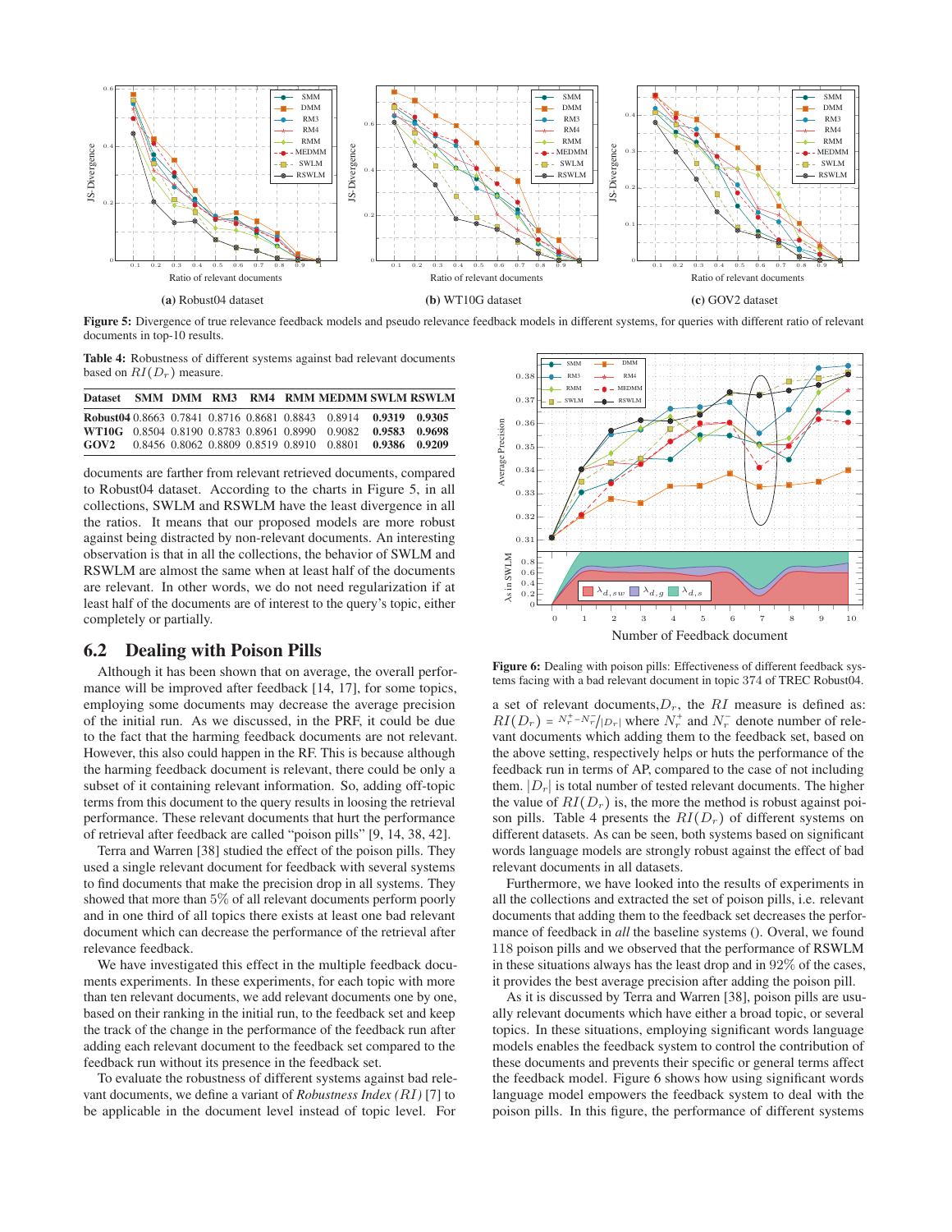SMM
DMM
RM3
RM4
RMM
MEDMM
SWLM
RSWLM

JS-Divergence

Ratio of relevant documents

**(a)** Robust04 dataset

**(b)** WT10G dataset

**(c)** GOV2 dataset

**Figure 5:** Divergence of true relevance feedback models and pseudo relevance feedback models in different systems, for queries with different ratio of relevant documents in top-10 results.

**Table 4:** Robustness of different systems against bad relevant documents based on $RI(D_r)$ measure.

| Dataset | SMM | DMM | RM3 | RM4 | RMM | MEDMM | SWLM | RSWLM |
|---|---|---|---|---|---|---|---|---|
| **Robust04** | 0.8663 | 0.7841 | 0.8716 | 0.8681 | 0.8843 | 0.8914 | **0.9319** | **0.9305** |
| **WT10G** | 0.8504 | 0.8190 | 0.8783 | 0.8961 | 0.8990 | 0.9082 | **0.9583** | **0.9698** |
| **GOV2** | 0.8456 | 0.8062 | 0.8809 | 0.8519 | 0.8910 | 0.8801 | **0.9386** | **0.9209** |

documents are farther from relevant retrieved documents, compared to Robust04 dataset. According to the charts in Figure 5, in all collections, SWLM and RSWLM have the least divergence in all the ratios. It means that our proposed models are more robust against being distracted by non-relevant documents. An interesting observation is that in all the collections, the behavior of SWLM and RSWLM are almost the same when at least half of the documents are relevant. In other words, we do not need regularization if at least half of the documents are of interest to the query's topic, either completely or partially.

## 6.2 Dealing with Poison Pills

Although it has been shown that on average, the overall performance will be improved after feedback [14, 17], for some topics, employing some documents may decrease the average precision of the initial run. As we discussed, in the PRF, it could be due to the fact that the harming feedback documents are not relevant. However, this also could happen in the RF. This is because although the harming feedback document is relevant, there could be only a subset of it containing relevant information. So, adding off-topic terms from this document to the query results in loosing the retrieval performance. These relevant documents that hurt the performance of retrieval after feedback are called "poison pills" [9, 14, 38, 42].

Terra and Warren [38] studied the effect of the poison pills. They used a single relevant document for feedback with several systems to find documents that make the precision drop in all systems. They showed that more than 5% of all relevant documents perform poorly and in one third of all topics there exists at least one bad relevant document which can decrease the performance of the retrieval after relevance feedback.

We have investigated this effect in the multiple feedback documents experiments. In these experiments, for each topic with more than ten relevant documents, we add relevant documents one by one, based on their ranking in the initial run, to the feedback set and keep the track of the change in the performance of the feedback run after adding each relevant document to the feedback set compared to the feedback run without its presence in the feedback set.

To evaluate the robustness of different systems against bad relevant documents, we define a variant of *Robustness Index (RI)* [7] to be applicable in the document level instead of topic level. For

SMM
DMM
RM3
RM4
RMM
MEDMM
SWLM
RSWLM

Average Precision

λs in SWLM

$\lambda_{d,sw}$ $\lambda_{d,g}$ $\lambda_{d,s}$

Number of Feedback document

**Figure 6:** Dealing with poison pills: Effectiveness of different feedback systems facing with a bad relevant document in topic 374 of TREC Robust04.

a set of relevant documents, $D_r$, the $RI$ measure is defined as: $RI(D_r) = \frac{N_r^+ - N_r^-}{|D_r|}$ where $N_r^+$ and $N_r^-$ denote number of relevant documents which adding them to the feedback set, based on the above setting, respectively helps or huts the performance of the feedback run in terms of AP, compared to the case of not including them. $|D_r|$ is total number of tested relevant documents. The higher the value of $RI(D_r)$ is, the more the method is robust against poison pills. Table 4 presents the $RI(D_r)$ of different systems on different datasets. As can be seen, both systems based on significant words language models are strongly robust against the effect of bad relevant documents in all datasets.

Furthermore, we have looked into the results of experiments in all the collections and extracted the set of poison pills, i.e. relevant documents that adding them to the feedback set decreases the performance of feedback in *all* the baseline systems (). Overal, we found 118 poison pills and we observed that the performance of RSWLM in these situations always has the least drop and in 92% of the cases, it provides the best average precision after adding the poison pill.

As it is discussed by Terra and Warren [38], poison pills are usually relevant documents which have either a broad topic, or several topics. In these situations, employing significant words language models enables the feedback system to control the contribution of these documents and prevents their specific or general terms affect the feedback model. Figure 6 shows how using significant words language model empowers the feedback system to deal with the poison pills. In this figure, the performance of different systems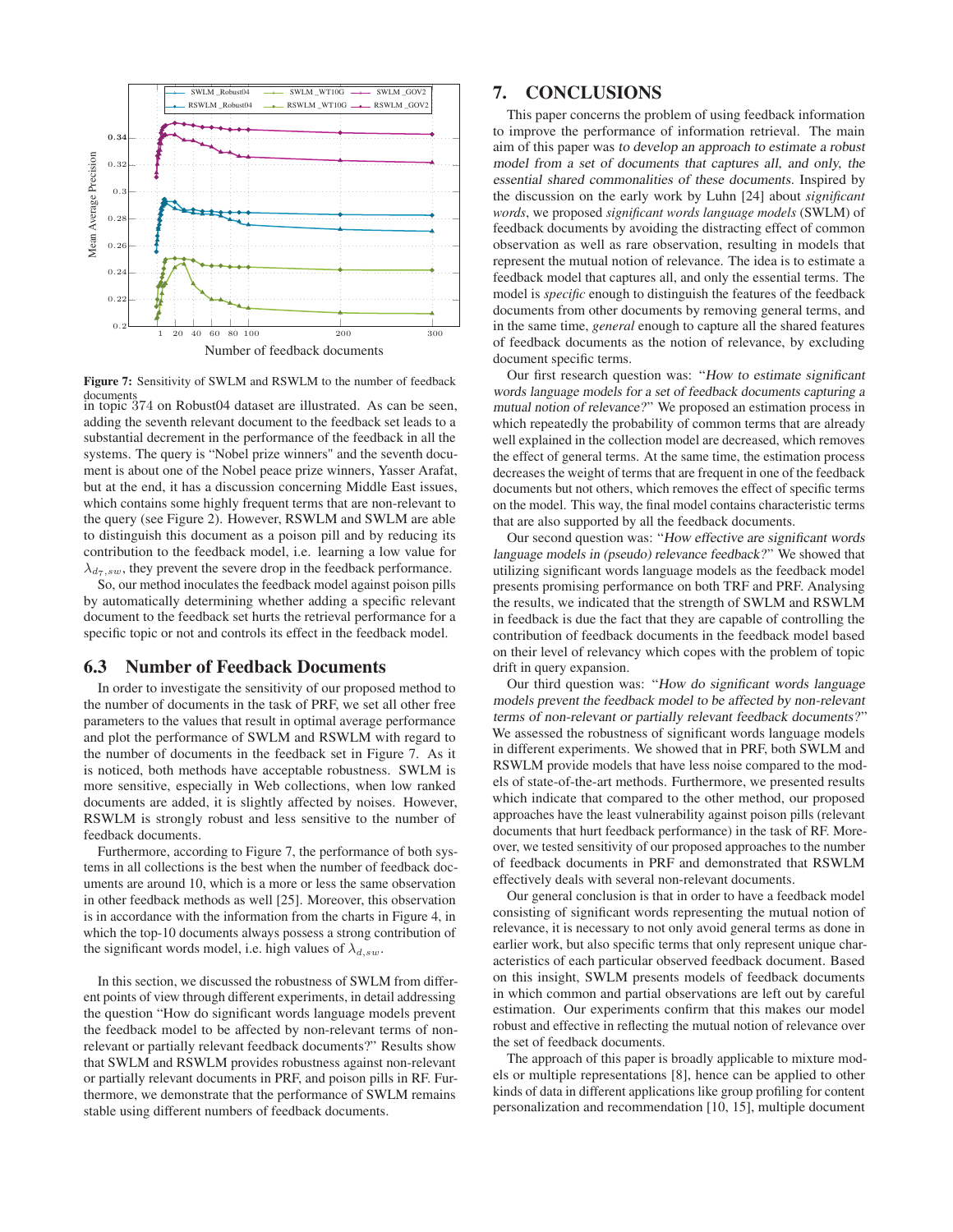Figure 7: Sensitivity of SWLM and RSWLM to the number of feedback documents

in topic 374 on Robust04 dataset are illustrated. As can be seen, adding the seventh relevant document to the feedback set leads to a substantial decrement in the performance of the feedback in all the systems. The query is "Nobel prize winners" and the seventh document is about one of the Nobel peace prize winners, Yasser Arafat, but at the end, it has a discussion concerning Middle East issues, which contains some highly frequent terms that are non-relevant to the query (see Figure 2). However, RSWLM and SWLM are able to distinguish this document as a poison pill and by reducing its contribution to the feedback model, i.e. learning a low value for $\lambda_{d_7,sw}$, they prevent the severe drop in the feedback performance.

So, our method inoculates the feedback model against poison pills by automatically determining whether adding a specific relevant document to the feedback set hurts the retrieval performance for a specific topic or not and controls its effect in the feedback model.

### 6.3 Number of Feedback Documents

In order to investigate the sensitivity of our proposed method to the number of documents in the task of PRF, we set all other free parameters to the values that result in optimal average performance and plot the performance of SWLM and RSWLM with regard to the number of documents in the feedback set in Figure 7. As it is noticed, both methods have acceptable robustness. SWLM is more sensitive, especially in Web collections, when low ranked documents are added, it is slightly affected by noises. However, RSWLM is strongly robust and less sensitive to the number of feedback documents.

Furthermore, according to Figure 7, the performance of both systems in all collections is the best when the number of feedback documents are around 10, which is a more or less the same observation in other feedback methods as well [25]. Moreover, this observation is in accordance with the information from the charts in Figure 4, in which the top-10 documents always possess a strong contribution of the significant words model, i.e. high values of $\lambda_{d,sw}$.

In this section, we discussed the robustness of SWLM from different points of view through different experiments, in detail addressing the question "How do significant words language models prevent the feedback model to be affected by non-relevant terms of non-relevant or partially relevant feedback documents?" Results show that SWLM and RSWLM provides robustness against non-relevant or partially relevant documents in PRF, and poison pills in RF. Furthermore, we demonstrate that the performance of SWLM remains stable using different numbers of feedback documents.

## 7. CONCLUSIONS

This paper concerns the problem of using feedback information to improve the performance of information retrieval. The main aim of this paper was *to develop an approach to estimate a robust model from a set of documents that captures all, and only, the essential shared commonalities of these documents.* Inspired by the discussion on the early work by Luhn [24] about *significant words*, we proposed *significant words language models* (SWLM) of feedback documents by avoiding the distracting effect of common observation as well as rare observation, resulting in models that represent the mutual notion of relevance. The idea is to estimate a feedback model that captures all, and only the essential terms. The model is *specific* enough to distinguish the features of the feedback documents from other documents by removing general terms, and in the same time, *general* enough to capture all the shared features of feedback documents as the notion of relevance, by excluding document specific terms.

Our first research question was: "*How to estimate significant words language models for a set of feedback documents capturing a mutual notion of relevance?*" We proposed an estimation process in which repeatedly the probability of common terms that are already well explained in the collection model are decreased, which removes the effect of general terms. At the same time, the estimation process decreases the weight of terms that are frequent in one of the feedback documents but not others, which removes the effect of specific terms on the model. This way, the final model contains characteristic terms that are also supported by all the feedback documents.

Our second question was: "*How effective are significant words language models in (pseudo) relevance feedback?*" We showed that utilizing significant words language models as the feedback model presents promising performance on both TRF and PRF. Analysing the results, we indicated that the strength of SWLM and RSWLM in feedback is due the fact that they are capable of controlling the contribution of feedback documents in the feedback model based on their level of relevancy which copes with the problem of topic drift in query expansion.

Our third question was: "*How do significant words language models prevent the feedback model to be affected by non-relevant terms of non-relevant or partially relevant feedback documents?*" We assessed the robustness of significant words language models in different experiments. We showed that in PRF, both SWLM and RSWLM provide models that have less noise compared to the models of state-of-the-art methods. Furthermore, we presented results which indicate that compared to the other method, our proposed approaches have the least vulnerability against poison pills (relevant documents that hurt feedback performance) in the task of RF. Moreover, we tested sensitivity of our proposed approaches to the number of feedback documents in PRF and demonstrated that RSWLM effectively deals with several non-relevant documents.

Our general conclusion is that in order to have a feedback model consisting of significant words representing the mutual notion of relevance, it is necessary to not only avoid general terms as done in earlier work, but also specific terms that only represent unique characteristics of each particular observed feedback document. Based on this insight, SWLM presents models of feedback documents in which common and partial observations are left out by careful estimation. Our experiments confirm that this makes our model robust and effective in reflecting the mutual notion of relevance over the set of feedback documents.

The approach of this paper is broadly applicable to mixture models or multiple representations [8], hence can be applied to other kinds of data in different applications like group profiling for content personalization and recommendation [10, 15], multiple document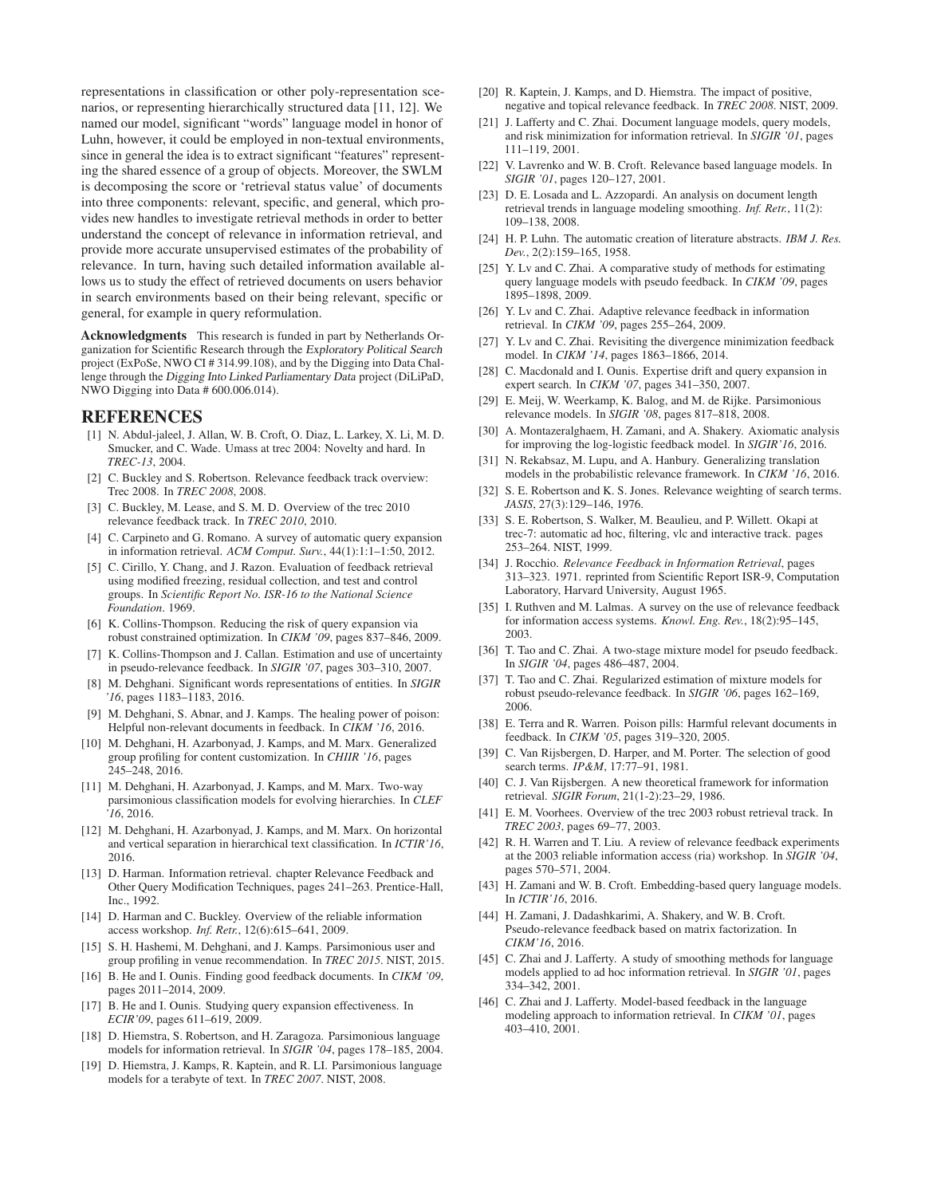representations in classification or other poly-representation scenarios, or representing hierarchically structured data [11, 12]. We named our model, significant "words" language model in honor of Luhn, however, it could be employed in non-textual environments, since in general the idea is to extract significant "features" representing the shared essence of a group of objects. Moreover, the SWLM is decomposing the score or 'retrieval status value' of documents into three components: relevant, specific, and general, which provides new handles to investigate retrieval methods in order to better understand the concept of relevance in information retrieval, and provide more accurate unsupervised estimates of the probability of relevance. In turn, having such detailed information available allows us to study the effect of retrieved documents on users behavior in search environments based on their being relevant, specific or general, for example in query reformulation.

**Acknowledgments** This research is funded in part by Netherlands Organization for Scientific Research through the *Exploratory Political Search* project (ExPoSe, NWO CI # 314.99.108), and by the Digging into Data Challenge through the *Digging Into Linked Parliamentary Data* project (DiLiPaD, NWO Digging into Data # 600.006.014).

## REFERENCES

[1] N. Abdul-jaleel, J. Allan, W. B. Croft, O. Diaz, L. Larkey, X. Li, M. D. Smucker, and C. Wade. Umass at trec 2004: Novelty and hard. In *TREC-13*, 2004.

[2] C. Buckley and S. Robertson. Relevance feedback track overview: Trec 2008. In *TREC 2008*, 2008.

[3] C. Buckley, M. Lease, and S. M. D. Overview of the trec 2010 relevance feedback track. In *TREC 2010*, 2010.

[4] C. Carpineto and G. Romano. A survey of automatic query expansion in information retrieval. *ACM Comput. Surv.*, 44(1):1:1–1:50, 2012.

[5] C. Cirillo, Y. Chang, and J. Razon. Evaluation of feedback retrieval using modified freezing, residual collection, and test and control groups. In *Scientific Report No. ISR-16 to the National Science Foundation*. 1969.

[6] K. Collins-Thompson. Reducing the risk of query expansion via robust constrained optimization. In *CIKM '09*, pages 837–846, 2009.

[7] K. Collins-Thompson and J. Callan. Estimation and use of uncertainty in pseudo-relevance feedback. In *SIGIR '07*, pages 303–310, 2007.

[8] M. Dehghani. Significant words representations of entities. In *SIGIR '16*, pages 1183–1183, 2016.

[9] M. Dehghani, S. Abnar, and J. Kamps. The healing power of poison: Helpful non-relevant documents in feedback. In *CIKM '16*, 2016.

[10] M. Dehghani, H. Azarbonyad, J. Kamps, and M. Marx. Generalized group profiling for content customization. In *CHIIR '16*, pages 245–248, 2016.

[11] M. Dehghani, H. Azarbonyad, J. Kamps, and M. Marx. Two-way parsimonious classification models for evolving hierarchies. In *CLEF '16*, 2016.

[12] M. Dehghani, H. Azarbonyad, J. Kamps, and M. Marx. On horizontal and vertical separation in hierarchical text classification. In *ICTIR'16*, 2016.

[13] D. Harman. Information retrieval. chapter Relevance Feedback and Other Query Modification Techniques, pages 241–263. Prentice-Hall, Inc., 1992.

[14] D. Harman and C. Buckley. Overview of the reliable information access workshop. *Inf. Retr.*, 12(6):615–641, 2009.

[15] S. H. Hashemi, M. Dehghani, and J. Kamps. Parsimonious user and group profiling in venue recommendation. In *TREC 2015*. NIST, 2015.

[16] B. He and I. Ounis. Finding good feedback documents. In *CIKM '09*, pages 2011–2014, 2009.

[17] B. He and I. Ounis. Studying query expansion effectiveness. In *ECIR'09*, pages 611–619, 2009.

[18] D. Hiemstra, S. Robertson, and H. Zaragoza. Parsimonious language models for information retrieval. In *SIGIR '04*, pages 178–185, 2004.

[19] D. Hiemstra, J. Kamps, R. Kaptein, and R. LI. Parsimonious language models for a terabyte of text. In *TREC 2007*. NIST, 2008.

[20] R. Kaptein, J. Kamps, and D. Hiemstra. The impact of positive, negative and topical relevance feedback. In *TREC 2008*. NIST, 2009.

[21] J. Lafferty and C. Zhai. Document language models, query models, and risk minimization for information retrieval. In *SIGIR '01*, pages 111–119, 2001.

[22] V. Lavrenko and W. B. Croft. Relevance based language models. In *SIGIR '01*, pages 120–127, 2001.

[23] D. E. Losada and L. Azzopardi. An analysis on document length retrieval trends in language modeling smoothing. *Inf. Retr.*, 11(2): 109–138, 2008.

[24] H. P. Luhn. The automatic creation of literature abstracts. *IBM J. Res. Dev.*, 2(2):159–165, 1958.

[25] Y. Lv and C. Zhai. A comparative study of methods for estimating query language models with pseudo feedback. In *CIKM '09*, pages 1895–1898, 2009.

[26] Y. Lv and C. Zhai. Adaptive relevance feedback in information retrieval. In *CIKM '09*, pages 255–264, 2009.

[27] Y. Lv and C. Zhai. Revisiting the divergence minimization feedback model. In *CIKM '14*, pages 1863–1866, 2014.

[28] C. Macdonald and I. Ounis. Expertise drift and query expansion in expert search. In *CIKM '07*, pages 341–350, 2007.

[29] E. Meij, W. Weerkamp, K. Balog, and M. de Rijke. Parsimonious relevance models. In *SIGIR '08*, pages 817–818, 2008.

[30] A. Montazeralghaem, H. Zamani, and A. Shakery. Axiomatic analysis for improving the log-logistic feedback model. In *SIGIR'16*, 2016.

[31] N. Rekabsaz, M. Lupu, and A. Hanbury. Generalizing translation models in the probabilistic relevance framework. In *CIKM '16*, 2016.

[32] S. E. Robertson and K. S. Jones. Relevance weighting of search terms. *JASIS*, 27(3):129–146, 1976.

[33] S. E. Robertson, S. Walker, M. Beaulieu, and P. Willett. Okapi at trec-7: automatic ad hoc, filtering, vlc and interactive track. pages 253–264. NIST, 1999.

[34] J. Rocchio. *Relevance Feedback in Information Retrieval*, pages 313–323. 1971. reprinted from Scientific Report ISR-9, Computation Laboratory, Harvard University, August 1965.

[35] I. Ruthven and M. Lalmas. A survey on the use of relevance feedback for information access systems. *Knowl. Eng. Rev.*, 18(2):95–145, 2003.

[36] T. Tao and C. Zhai. A two-stage mixture model for pseudo feedback. In *SIGIR '04*, pages 486–487, 2004.

[37] T. Tao and C. Zhai. Regularized estimation of mixture models for robust pseudo-relevance feedback. In *SIGIR '06*, pages 162–169, 2006.

[38] E. Terra and R. Warren. Poison pills: Harmful relevant documents in feedback. In *CIKM '05*, pages 319–320, 2005.

[39] C. Van Rijsbergen, D. Harper, and M. Porter. The selection of good search terms. *IP&M*, 17:77–91, 1981.

[40] C. J. Van Rijsbergen. A new theoretical framework for information retrieval. *SIGIR Forum*, 21(1-2):23–29, 1986.

[41] E. M. Voorhees. Overview of the trec 2003 robust retrieval track. In *TREC 2003*, pages 69–77, 2003.

[42] R. H. Warren and T. Liu. A review of relevance feedback experiments at the 2003 reliable information access (ria) workshop. In *SIGIR '04*, pages 570–571, 2004.

[43] H. Zamani and W. B. Croft. Embedding-based query language models. In *ICTIR'16*, 2016.

[44] H. Zamani, J. Dadashkarimi, A. Shakery, and W. B. Croft. Pseudo-relevance feedback based on matrix factorization. In *CIKM'16*, 2016.

[45] C. Zhai and J. Lafferty. A study of smoothing methods for language models applied to ad hoc information retrieval. In *SIGIR '01*, pages 334–342, 2001.

[46] C. Zhai and J. Lafferty. Model-based feedback in the language modeling approach to information retrieval. In *CIKM '01*, pages 403–410, 2001.